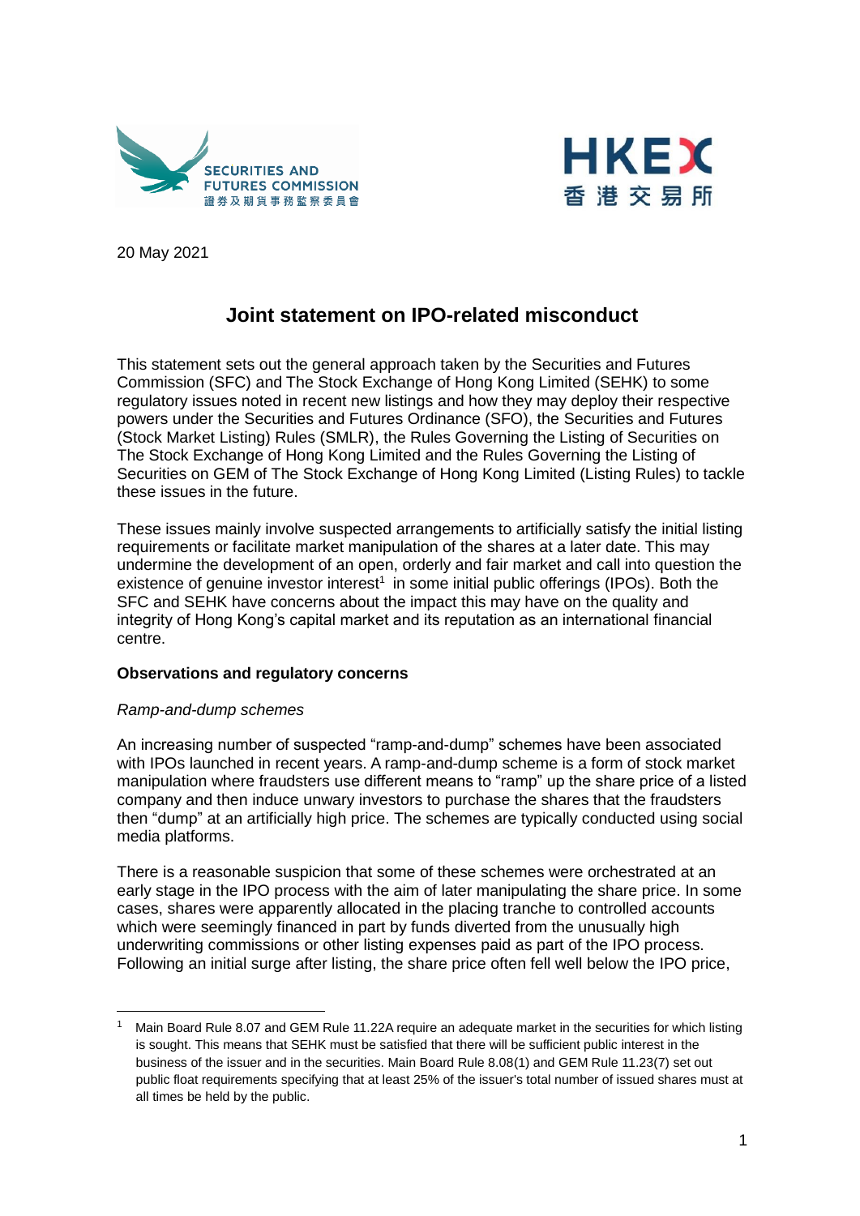20 May 2021

# Joint statement on IPO-related misconduct

This statement sets out the general approach taken by the Securities and Futures Commission (SFC) and The Stock Exchange of Hong Kong Limited (SEHK) to some regulatory issues noted in recent new listings and how they may deploy their respective powers under the Securities and Futures Ordinance (SFO), the Securities and Futures (Stock Market Listing) Rules (SMLR), the Rules Governing the Listing of Securities on The Stock Exchange of Hong Kong Limited and the Rules Governing the Listing of Securities on GEM of The Stock Exchange of Hong Kong Limited (Listing Rules) to tackle these issues in the future.

These issues mainly involve suspected arrangements to artificially satisfy the initial listing requirements or facilitate market manipulation of the shares at a later date. This may undermine the development of an open, orderly and fair market and call into question the existence of genuine investor interest[1] in some initial public offerings (IPOs). Both the SFC and SEHK have concerns about the impact this may have on the quality and integrity of Hong Kong's capital market and its reputation as an international financial centre.

**Observations and regulatory concerns**

*Ramp-and-dump schemes*

An increasing number of suspected "ramp-and-dump" schemes have been associated with IPOs launched in recent years. A ramp-and-dump scheme is a form of stock market manipulation where fraudsters use different means to "ramp" up the share price of a listed company and then induce unwary investors to purchase the shares that the fraudsters then "dump" at an artificially high price. The schemes are typically conducted using social media platforms.

There is a reasonable suspicion that some of these schemes were orchestrated at an early stage in the IPO process with the aim of later manipulating the share price. In some cases, shares were apparently allocated in the placing tranche to controlled accounts which were seemingly financed in part by funds diverted from the unusually high underwriting commissions or other listing expenses paid as part of the IPO process. Following an initial surge after listing, the share price often fell well below the IPO price,

---

[1] Main Board Rule 8.07 and GEM Rule 11.22A require an adequate market in the securities for which listing is sought. This means that SEHK must be satisfied that there will be sufficient public interest in the business of the issuer and in the securities. Main Board Rule 8.08(1) and GEM Rule 11.23(7) set out public float requirements specifying that at least 25% of the issuer's total number of issued shares must at all times be held by the public.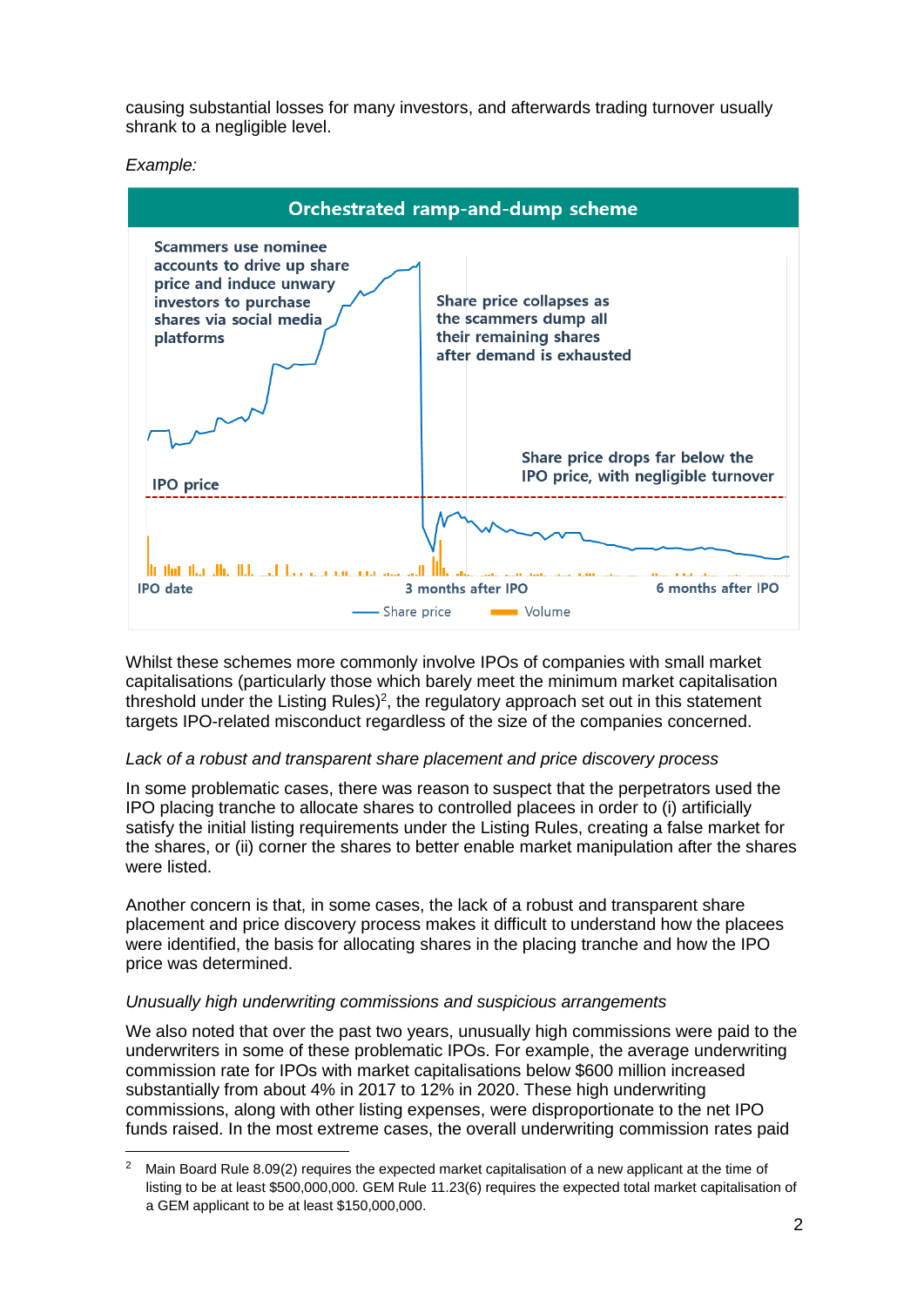causing substantial losses for many investors, and afterwards trading turnover usually shrank to a negligible level.

*Example:*

**Orchestrated ramp-and-dump scheme**

Scammers use nominee accounts to drive up share price and induce unwary investors to purchase shares via social media platforms

Share price collapses as the scammers dump all their remaining shares after demand is exhausted

Share price drops far below the IPO price, with negligible turnover

IPO price

IPO date — 3 months after IPO — 6 months after IPO

Share price — Volume

Whilst these schemes more commonly involve IPOs of companies with small market capitalisations (particularly those which barely meet the minimum market capitalisation threshold under the Listing Rules)[2], the regulatory approach set out in this statement targets IPO-related misconduct regardless of the size of the companies concerned.

*Lack of a robust and transparent share placement and price discovery process*

In some problematic cases, there was reason to suspect that the perpetrators used the IPO placing tranche to allocate shares to controlled placees in order to (i) artificially satisfy the initial listing requirements under the Listing Rules, creating a false market for the shares, or (ii) corner the shares to better enable market manipulation after the shares were listed.

Another concern is that, in some cases, the lack of a robust and transparent share placement and price discovery process makes it difficult to understand how the placees were identified, the basis for allocating shares in the placing tranche and how the IPO price was determined.

*Unusually high underwriting commissions and suspicious arrangements*

We also noted that over the past two years, unusually high commissions were paid to the underwriters in some of these problematic IPOs. For example, the average underwriting commission rate for IPOs with market capitalisations below $600 million increased substantially from about 4% in 2017 to 12% in 2020. These high underwriting commissions, along with other listing expenses, were disproportionate to the net IPO funds raised. In the most extreme cases, the overall underwriting commission rates paid

---

[2] Main Board Rule 8.09(2) requires the expected market capitalisation of a new applicant at the time of listing to be at least $500,000,000. GEM Rule 11.23(6) requires the expected total market capitalisation of a GEM applicant to be at least $150,000,000.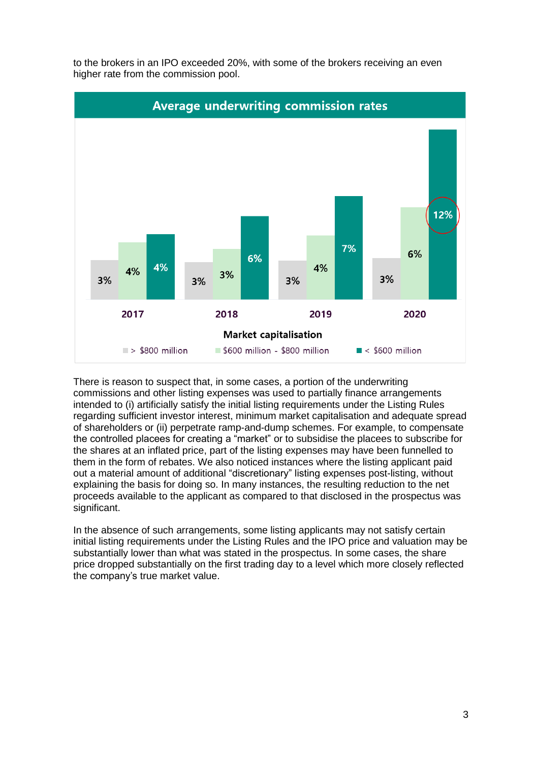to the brokers in an IPO exceeded 20%, with some of the brokers receiving an even higher rate from the commission pool.

**Average underwriting commission rates**

| Market capitalisation | 2017 | 2018 | 2019 | 2020 |
|---|---|---|---|---|
| > $800 million | 3% | 3% | 3% | 3% |
| $600 million - $800 million | 4% | 3% | 4% | 6% |
| < $600 million | 4% | 6% | 7% | 12% |

There is reason to suspect that, in some cases, a portion of the underwriting commissions and other listing expenses was used to partially finance arrangements intended to (i) artificially satisfy the initial listing requirements under the Listing Rules regarding sufficient investor interest, minimum market capitalisation and adequate spread of shareholders or (ii) perpetrate ramp-and-dump schemes. For example, to compensate the controlled placees for creating a "market" or to subsidise the placees to subscribe for the shares at an inflated price, part of the listing expenses may have been funnelled to them in the form of rebates. We also noticed instances where the listing applicant paid out a material amount of additional "discretionary" listing expenses post-listing, without explaining the basis for doing so. In many instances, the resulting reduction to the net proceeds available to the applicant as compared to that disclosed in the prospectus was significant.

In the absence of such arrangements, some listing applicants may not satisfy certain initial listing requirements under the Listing Rules and the IPO price and valuation may be substantially lower than what was stated in the prospectus. In some cases, the share price dropped substantially on the first trading day to a level which more closely reflected the company's true market value.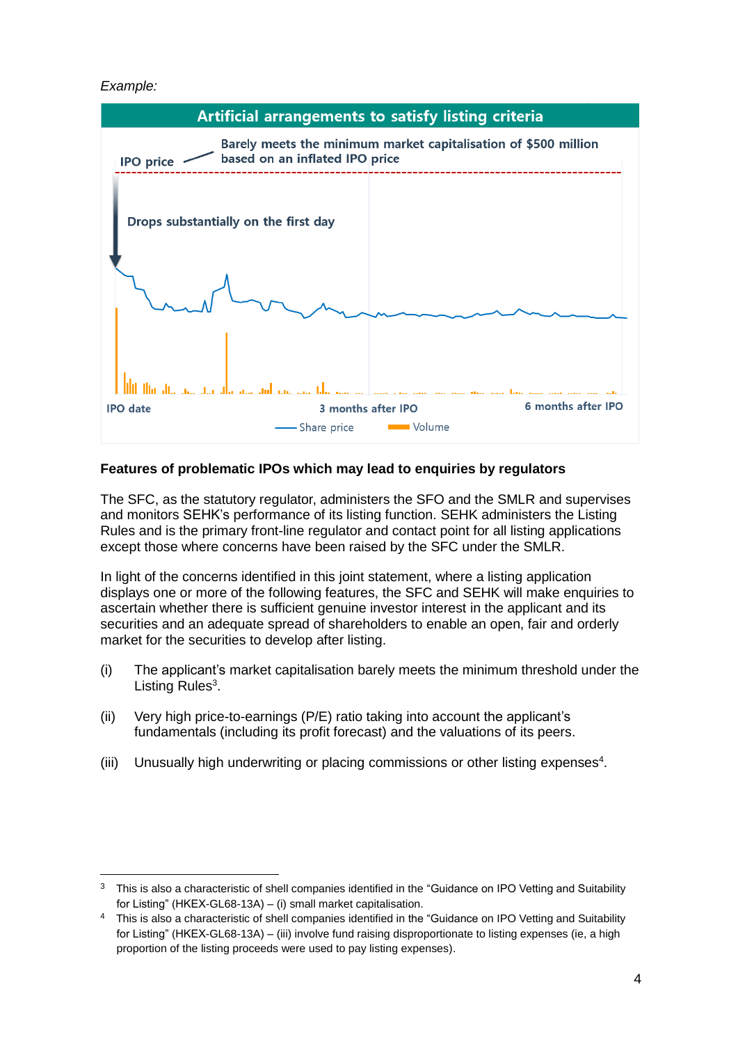*Example:*

**Artificial arrangements to satisfy listing criteria**

IPO price — Barely meets the minimum market capitalisation of $500 million based on an inflated IPO price

Drops substantially on the first day

IPO date — 3 months after IPO — 6 months after IPO

Share price — Volume

**Features of problematic IPOs which may lead to enquiries by regulators**

The SFC, as the statutory regulator, administers the SFO and the SMLR and supervises and monitors SEHK's performance of its listing function. SEHK administers the Listing Rules and is the primary front-line regulator and contact point for all listing applications except those where concerns have been raised by the SFC under the SMLR.

In light of the concerns identified in this joint statement, where a listing application displays one or more of the following features, the SFC and SEHK will make enquiries to ascertain whether there is sufficient genuine investor interest in the applicant and its securities and an adequate spread of shareholders to enable an open, fair and orderly market for the securities to develop after listing.

(i) The applicant's market capitalisation barely meets the minimum threshold under the Listing Rules[3].

(ii) Very high price-to-earnings (P/E) ratio taking into account the applicant's fundamentals (including its profit forecast) and the valuations of its peers.

(iii) Unusually high underwriting or placing commissions or other listing expenses[4].

---

[3] This is also a characteristic of shell companies identified in the "Guidance on IPO Vetting and Suitability for Listing" (HKEX-GL68-13A) – (i) small market capitalisation.

[4] This is also a characteristic of shell companies identified in the "Guidance on IPO Vetting and Suitability for Listing" (HKEX-GL68-13A) – (iii) involve fund raising disproportionate to listing expenses (ie, a high proportion of the listing proceeds were used to pay listing expenses).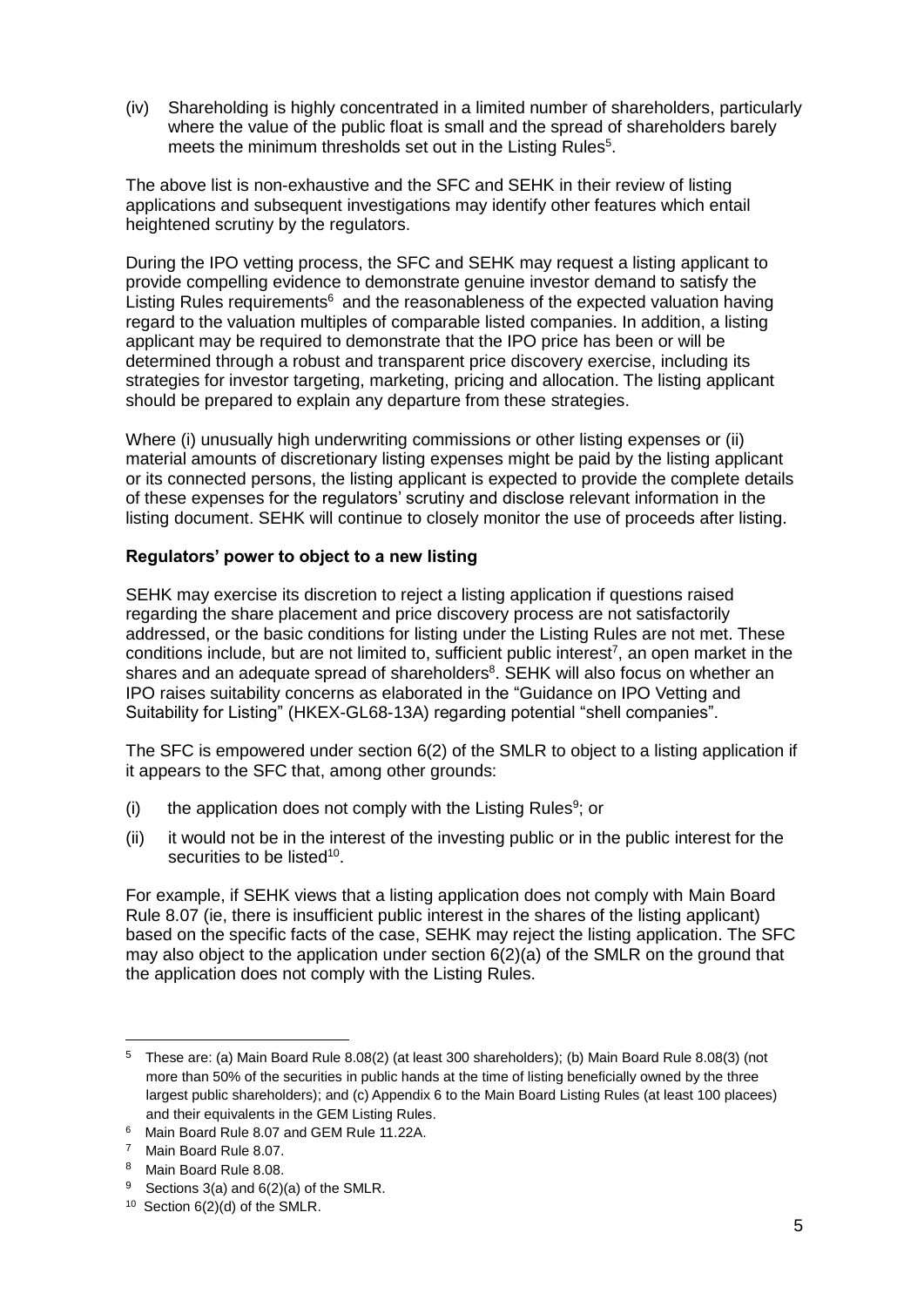(iv) Shareholding is highly concentrated in a limited number of shareholders, particularly where the value of the public float is small and the spread of shareholders barely meets the minimum thresholds set out in the Listing Rules[5].

The above list is non-exhaustive and the SFC and SEHK in their review of listing applications and subsequent investigations may identify other features which entail heightened scrutiny by the regulators.

During the IPO vetting process, the SFC and SEHK may request a listing applicant to provide compelling evidence to demonstrate genuine investor demand to satisfy the Listing Rules requirements[6] and the reasonableness of the expected valuation having regard to the valuation multiples of comparable listed companies. In addition, a listing applicant may be required to demonstrate that the IPO price has been or will be determined through a robust and transparent price discovery exercise, including its strategies for investor targeting, marketing, pricing and allocation. The listing applicant should be prepared to explain any departure from these strategies.

Where (i) unusually high underwriting commissions or other listing expenses or (ii) material amounts of discretionary listing expenses might be paid by the listing applicant or its connected persons, the listing applicant is expected to provide the complete details of these expenses for the regulators' scrutiny and disclose relevant information in the listing document. SEHK will continue to closely monitor the use of proceeds after listing.

**Regulators' power to object to a new listing**

SEHK may exercise its discretion to reject a listing application if questions raised regarding the share placement and price discovery process are not satisfactorily addressed, or the basic conditions for listing under the Listing Rules are not met. These conditions include, but are not limited to, sufficient public interest[7], an open market in the shares and an adequate spread of shareholders[8]. SEHK will also focus on whether an IPO raises suitability concerns as elaborated in the "Guidance on IPO Vetting and Suitability for Listing" (HKEX-GL68-13A) regarding potential "shell companies".

The SFC is empowered under section 6(2) of the SMLR to object to a listing application if it appears to the SFC that, among other grounds:

(i) the application does not comply with the Listing Rules[9]; or

(ii) it would not be in the interest of the investing public or in the public interest for the securities to be listed[10].

For example, if SEHK views that a listing application does not comply with Main Board Rule 8.07 (ie, there is insufficient public interest in the shares of the listing applicant) based on the specific facts of the case, SEHK may reject the listing application. The SFC may also object to the application under section 6(2)(a) of the SMLR on the ground that the application does not comply with the Listing Rules.

---

[5] These are: (a) Main Board Rule 8.08(2) (at least 300 shareholders); (b) Main Board Rule 8.08(3) (not more than 50% of the securities in public hands at the time of listing beneficially owned by the three largest public shareholders); and (c) Appendix 6 to the Main Board Listing Rules (at least 100 placees) and their equivalents in the GEM Listing Rules.

[6] Main Board Rule 8.07 and GEM Rule 11.22A.

[7] Main Board Rule 8.07.

[8] Main Board Rule 8.08.

[9] Sections 3(a) and 6(2)(a) of the SMLR.

[10] Section 6(2)(d) of the SMLR.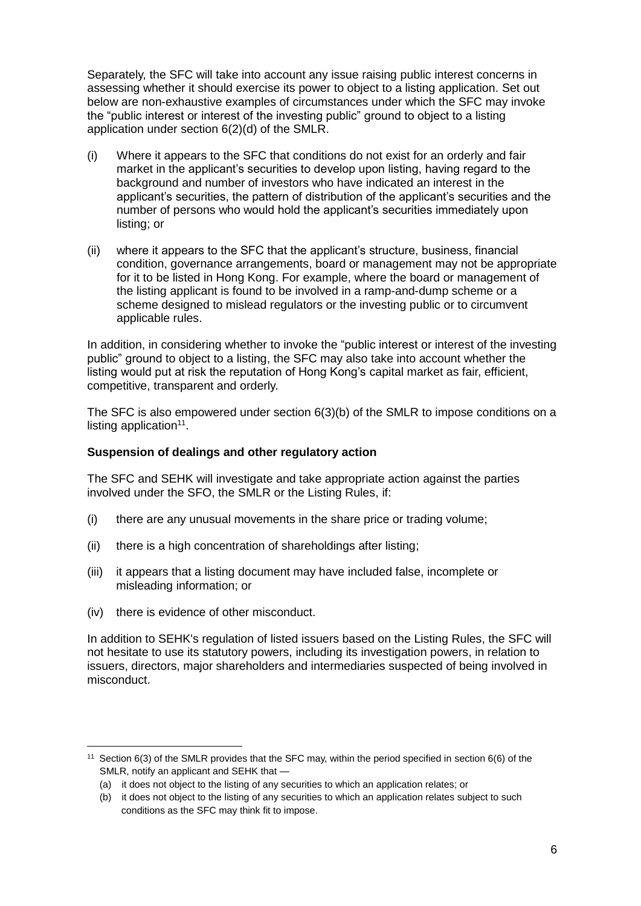Separately, the SFC will take into account any issue raising public interest concerns in assessing whether it should exercise its power to object to a listing application. Set out below are non-exhaustive examples of circumstances under which the SFC may invoke the "public interest or interest of the investing public" ground to object to a listing application under section 6(2)(d) of the SMLR.

(i) Where it appears to the SFC that conditions do not exist for an orderly and fair market in the applicant's securities to develop upon listing, having regard to the background and number of investors who have indicated an interest in the applicant's securities, the pattern of distribution of the applicant's securities and the number of persons who would hold the applicant's securities immediately upon listing; or

(ii) where it appears to the SFC that the applicant's structure, business, financial condition, governance arrangements, board or management may not be appropriate for it to be listed in Hong Kong. For example, where the board or management of the listing applicant is found to be involved in a ramp-and-dump scheme or a scheme designed to mislead regulators or the investing public or to circumvent applicable rules.

In addition, in considering whether to invoke the "public interest or interest of the investing public" ground to object to a listing, the SFC may also take into account whether the listing would put at risk the reputation of Hong Kong's capital market as fair, efficient, competitive, transparent and orderly.

The SFC is also empowered under section 6(3)(b) of the SMLR to impose conditions on a listing application[11].

**Suspension of dealings and other regulatory action**

The SFC and SEHK will investigate and take appropriate action against the parties involved under the SFO, the SMLR or the Listing Rules, if:

(i) there are any unusual movements in the share price or trading volume;

(ii) there is a high concentration of shareholdings after listing;

(iii) it appears that a listing document may have included false, incomplete or misleading information; or

(iv) there is evidence of other misconduct.

In addition to SEHK's regulation of listed issuers based on the Listing Rules, the SFC will not hesitate to use its statutory powers, including its investigation powers, in relation to issuers, directors, major shareholders and intermediaries suspected of being involved in misconduct.

---

[11] Section 6(3) of the SMLR provides that the SFC may, within the period specified in section 6(6) of the SMLR, notify an applicant and SEHK that —

(a) it does not object to the listing of any securities to which an application relates; or

(b) it does not object to the listing of any securities to which an application relates subject to such conditions as the SFC may think fit to impose.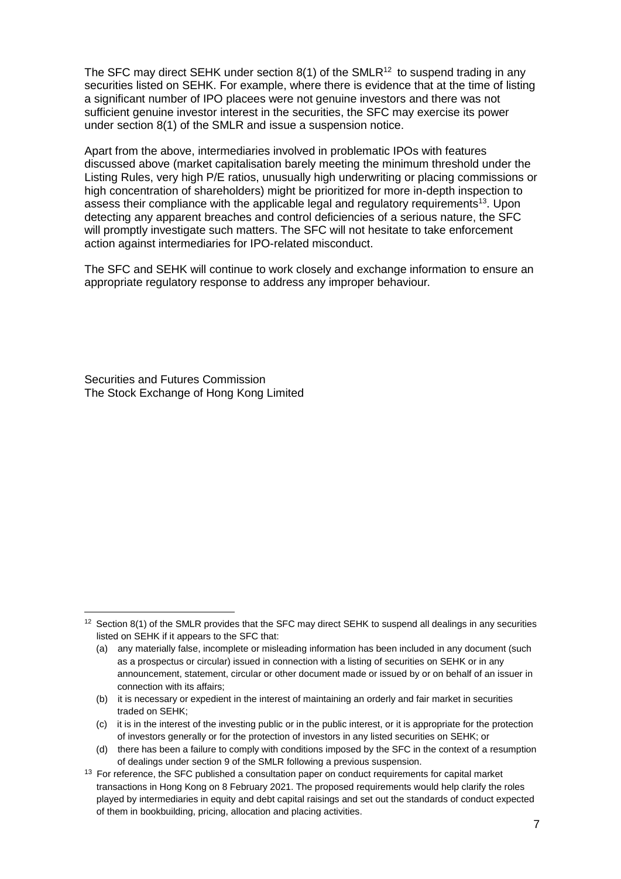The SFC may direct SEHK under section 8(1) of the SMLR[12] to suspend trading in any securities listed on SEHK. For example, where there is evidence that at the time of listing a significant number of IPO placees were not genuine investors and there was not sufficient genuine investor interest in the securities, the SFC may exercise its power under section 8(1) of the SMLR and issue a suspension notice.

Apart from the above, intermediaries involved in problematic IPOs with features discussed above (market capitalisation barely meeting the minimum threshold under the Listing Rules, very high P/E ratios, unusually high underwriting or placing commissions or high concentration of shareholders) might be prioritized for more in-depth inspection to assess their compliance with the applicable legal and regulatory requirements[13]. Upon detecting any apparent breaches and control deficiencies of a serious nature, the SFC will promptly investigate such matters. The SFC will not hesitate to take enforcement action against intermediaries for IPO-related misconduct.

The SFC and SEHK will continue to work closely and exchange information to ensure an appropriate regulatory response to address any improper behaviour.

Securities and Futures Commission
The Stock Exchange of Hong Kong Limited

---

[12] Section 8(1) of the SMLR provides that the SFC may direct SEHK to suspend all dealings in any securities listed on SEHK if it appears to the SFC that:

(a) any materially false, incomplete or misleading information has been included in any document (such as a prospectus or circular) issued in connection with a listing of securities on SEHK or in any announcement, statement, circular or other document made or issued by or on behalf of an issuer in connection with its affairs;

(b) it is necessary or expedient in the interest of maintaining an orderly and fair market in securities traded on SEHK;

(c) it is in the interest of the investing public or in the public interest, or it is appropriate for the protection of investors generally or for the protection of investors in any listed securities on SEHK; or

(d) there has been a failure to comply with conditions imposed by the SFC in the context of a resumption of dealings under section 9 of the SMLR following a previous suspension.

[13] For reference, the SFC published a consultation paper on conduct requirements for capital market transactions in Hong Kong on 8 February 2021. The proposed requirements would help clarify the roles played by intermediaries in equity and debt capital raisings and set out the standards of conduct expected of them in bookbuilding, pricing, allocation and placing activities.